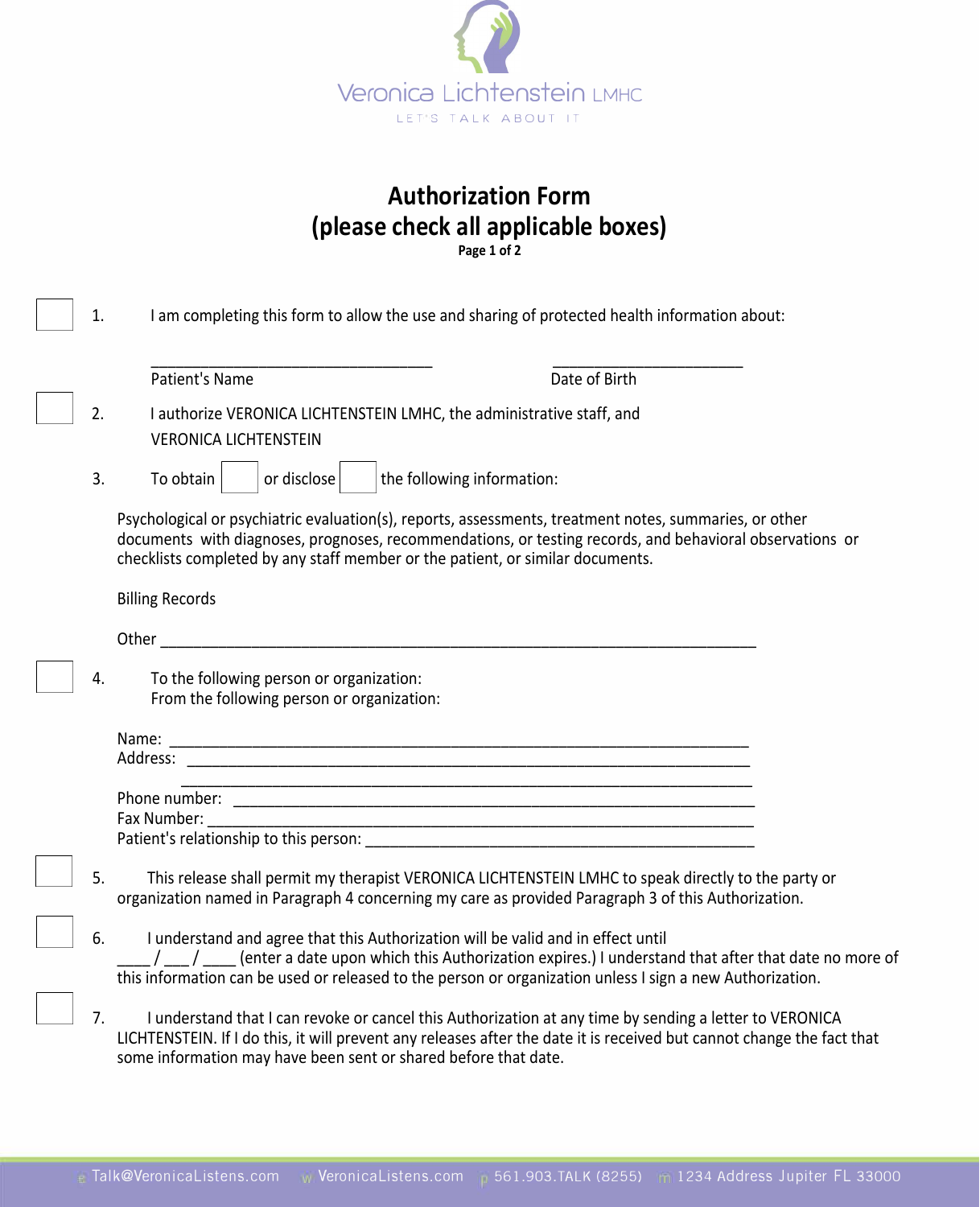Veronica Lichtenstein LMHC

LET'S TALK ABOUT IT

# Authorization Form
# (please check all applicable boxes)

**Page 1 of 2**

☐ 1. I am completing this form to allow the use and sharing of protected health information about:

\_\_\_\_\_\_\_\_\_\_\_\_\_\_\_\_\_\_\_\_\_\_\_\_\_\_\_\_\_\_\_\_\_\_\_ \_\_\_\_\_\_\_\_\_\_\_\_\_\_\_\_\_\_\_\_\_\_\_\_

Patient's Name Date of Birth

☐ 2. I authorize VERONICA LICHTENSTEIN LMHC, the administrative staff, and VERONICA LICHTENSTEIN

3. To obtain ☐ or disclose ☐ the following information:

Psychological or psychiatric evaluation(s), reports, assessments, treatment notes, summaries, or other documents with diagnoses, prognoses, recommendations, or testing records, and behavioral observations or checklists completed by any staff member or the patient, or similar documents.

Billing Records

Other \_\_\_\_\_\_\_\_\_\_\_\_\_\_\_\_\_\_\_\_\_\_\_\_\_\_\_\_\_\_\_\_\_\_\_\_\_\_\_\_\_\_\_\_\_\_\_\_\_\_\_\_\_\_\_\_\_\_\_\_\_\_\_\_\_\_\_\_\_\_\_\_

☐ 4. To the following person or organization:
From the following person or organization:

Name: \_\_\_\_\_\_\_\_\_\_\_\_\_\_\_\_\_\_\_\_\_\_\_\_\_\_\_\_\_\_\_\_\_\_\_\_\_\_\_\_\_\_\_\_\_\_\_\_\_\_\_\_\_\_\_\_\_\_\_\_\_\_\_\_\_\_\_\_\_\_

Address: \_\_\_\_\_\_\_\_\_\_\_\_\_\_\_\_\_\_\_\_\_\_\_\_\_\_\_\_\_\_\_\_\_\_\_\_\_\_\_\_\_\_\_\_\_\_\_\_\_\_\_\_\_\_\_\_\_\_\_\_\_\_\_\_\_\_\_\_

\_\_\_\_\_\_\_\_\_\_\_\_\_\_\_\_\_\_\_\_\_\_\_\_\_\_\_\_\_\_\_\_\_\_\_\_\_\_\_\_\_\_\_\_\_\_\_\_\_\_\_\_\_\_\_\_\_\_\_\_\_\_\_\_\_\_\_\_\_\_

Phone number: \_\_\_\_\_\_\_\_\_\_\_\_\_\_\_\_\_\_\_\_\_\_\_\_\_\_\_\_\_\_\_\_\_\_\_\_\_\_\_\_\_\_\_\_\_\_\_\_\_\_\_\_\_\_\_\_\_\_\_\_\_\_

Fax Number: \_\_\_\_\_\_\_\_\_\_\_\_\_\_\_\_\_\_\_\_\_\_\_\_\_\_\_\_\_\_\_\_\_\_\_\_\_\_\_\_\_\_\_\_\_\_\_\_\_\_\_\_\_\_\_\_\_\_\_\_\_\_\_\_

Patient's relationship to this person: \_\_\_\_\_\_\_\_\_\_\_\_\_\_\_\_\_\_\_\_\_\_\_\_\_\_\_\_\_\_\_\_\_\_\_\_\_\_\_\_\_\_\_\_\_\_

☐ 5. This release shall permit my therapist VERONICA LICHTENSTEIN LMHC to speak directly to the party or organization named in Paragraph 4 concerning my care as provided Paragraph 3 of this Authorization.

☐ 6. I understand and agree that this Authorization will be valid and in effect until \_\_\_\_ / \_\_\_ / \_\_\_\_ (enter a date upon which this Authorization expires.) I understand that after that date no more of this information can be used or released to the person or organization unless I sign a new Authorization.

☐ 7. I understand that I can revoke or cancel this Authorization at any time by sending a letter to VERONICA LICHTENSTEIN. If I do this, it will prevent any releases after the date it is received but cannot change the fact that some information may have been sent or shared before that date.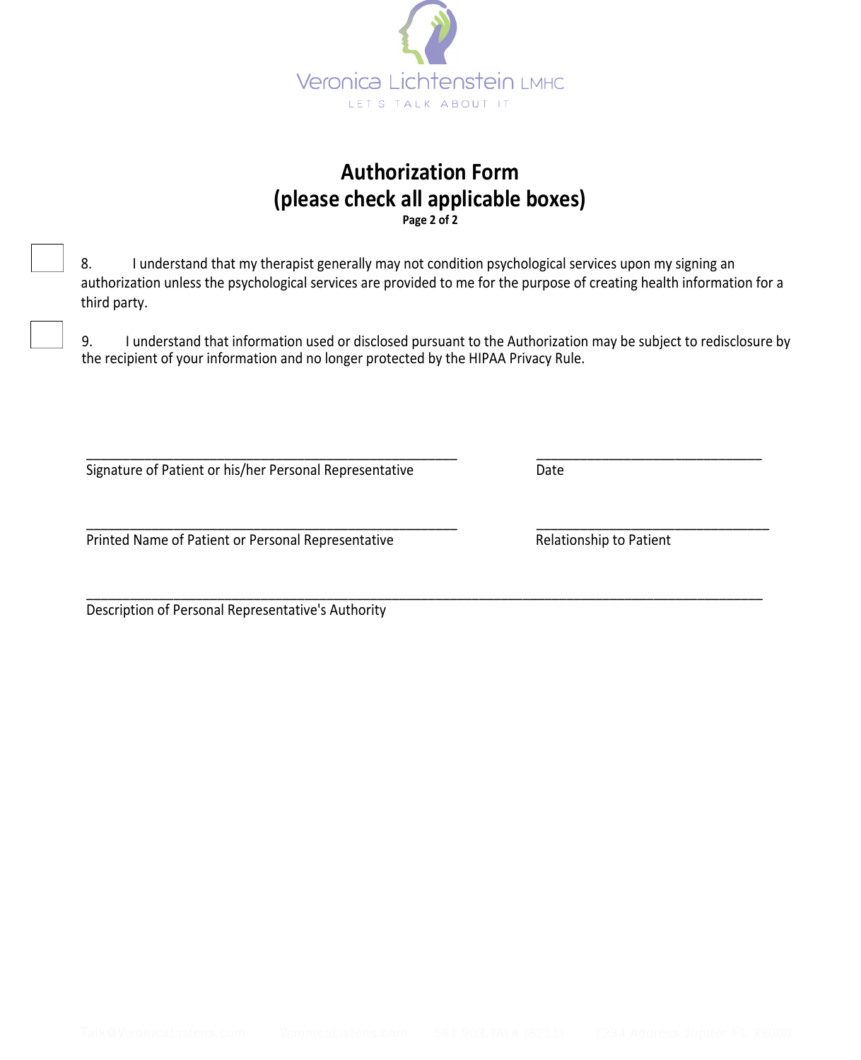Veronica Lichtenstein LMHC

LET'S TALK ABOUT IT

# Authorization Form
## (please check all applicable boxes)

☐ 8. I understand that my therapist generally may not condition psychological services upon my signing an authorization unless the psychological services are provided to me for the purpose of creating health information for a third party.

☐ 9. I understand that information used or disclosed pursuant to the Authorization may be subject to redisclosure by the recipient of your information and no longer protected by the HIPAA Privacy Rule.

_______________________________________________ _____________________________

Signature of Patient or his/her Personal Representative Date

_______________________________________________ _____________________________

Printed Name of Patient or Personal Representative Relationship to Patient

_____________________________________________________________________________

Description of Personal Representative's Authority